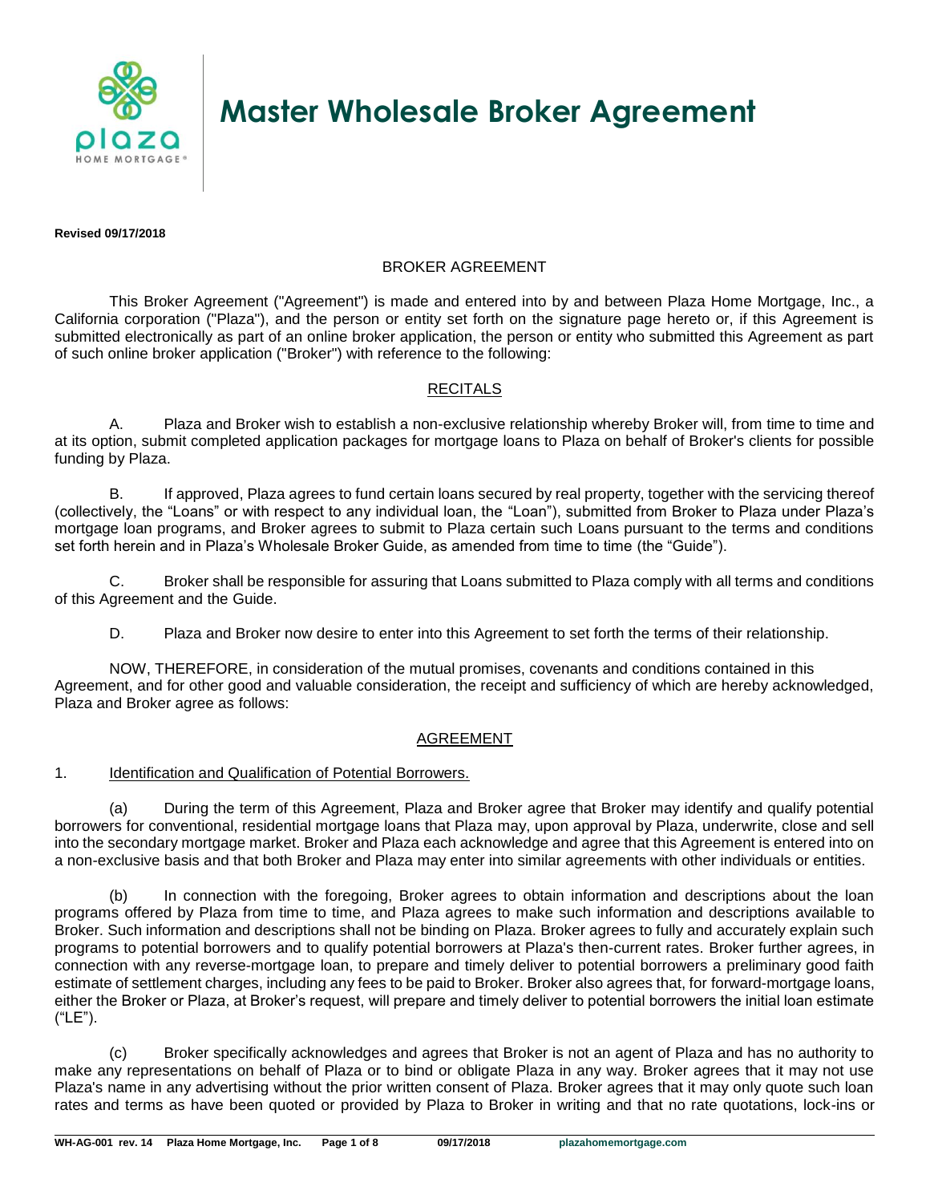# Master Wholesale Broker Agreement

**Revised 09/17/2018**

BROKER AGREEMENT

This Broker Agreement ("Agreement") is made and entered into by and between Plaza Home Mortgage, Inc., a California corporation ("Plaza"), and the person or entity set forth on the signature page hereto or, if this Agreement is submitted electronically as part of an online broker application, the person or entity who submitted this Agreement as part of such online broker application ("Broker") with reference to the following:

RECITALS

A. Plaza and Broker wish to establish a non-exclusive relationship whereby Broker will, from time to time and at its option, submit completed application packages for mortgage loans to Plaza on behalf of Broker's clients for possible funding by Plaza.

B. If approved, Plaza agrees to fund certain loans secured by real property, together with the servicing thereof (collectively, the "Loans" or with respect to any individual loan, the "Loan"), submitted from Broker to Plaza under Plaza's mortgage loan programs, and Broker agrees to submit to Plaza certain such Loans pursuant to the terms and conditions set forth herein and in Plaza's Wholesale Broker Guide, as amended from time to time (the "Guide").

C. Broker shall be responsible for assuring that Loans submitted to Plaza comply with all terms and conditions of this Agreement and the Guide.

D. Plaza and Broker now desire to enter into this Agreement to set forth the terms of their relationship.

NOW, THEREFORE, in consideration of the mutual promises, covenants and conditions contained in this Agreement, and for other good and valuable consideration, the receipt and sufficiency of which are hereby acknowledged, Plaza and Broker agree as follows:

AGREEMENT

1. Identification and Qualification of Potential Borrowers.

(a) During the term of this Agreement, Plaza and Broker agree that Broker may identify and qualify potential borrowers for conventional, residential mortgage loans that Plaza may, upon approval by Plaza, underwrite, close and sell into the secondary mortgage market. Broker and Plaza each acknowledge and agree that this Agreement is entered into on a non-exclusive basis and that both Broker and Plaza may enter into similar agreements with other individuals or entities.

(b) In connection with the foregoing, Broker agrees to obtain information and descriptions about the loan programs offered by Plaza from time to time, and Plaza agrees to make such information and descriptions available to Broker. Such information and descriptions shall not be binding on Plaza. Broker agrees to fully and accurately explain such programs to potential borrowers and to qualify potential borrowers at Plaza's then-current rates. Broker further agrees, in connection with any reverse-mortgage loan, to prepare and timely deliver to potential borrowers a preliminary good faith estimate of settlement charges, including any fees to be paid to Broker. Broker also agrees that, for forward-mortgage loans, either the Broker or Plaza, at Broker's request, will prepare and timely deliver to potential borrowers the initial loan estimate ("LE").

(c) Broker specifically acknowledges and agrees that Broker is not an agent of Plaza and has no authority to make any representations on behalf of Plaza or to bind or obligate Plaza in any way. Broker agrees that it may not use Plaza's name in any advertising without the prior written consent of Plaza. Broker agrees that it may only quote such loan rates and terms as have been quoted or provided by Plaza to Broker in writing and that no rate quotations, lock-ins or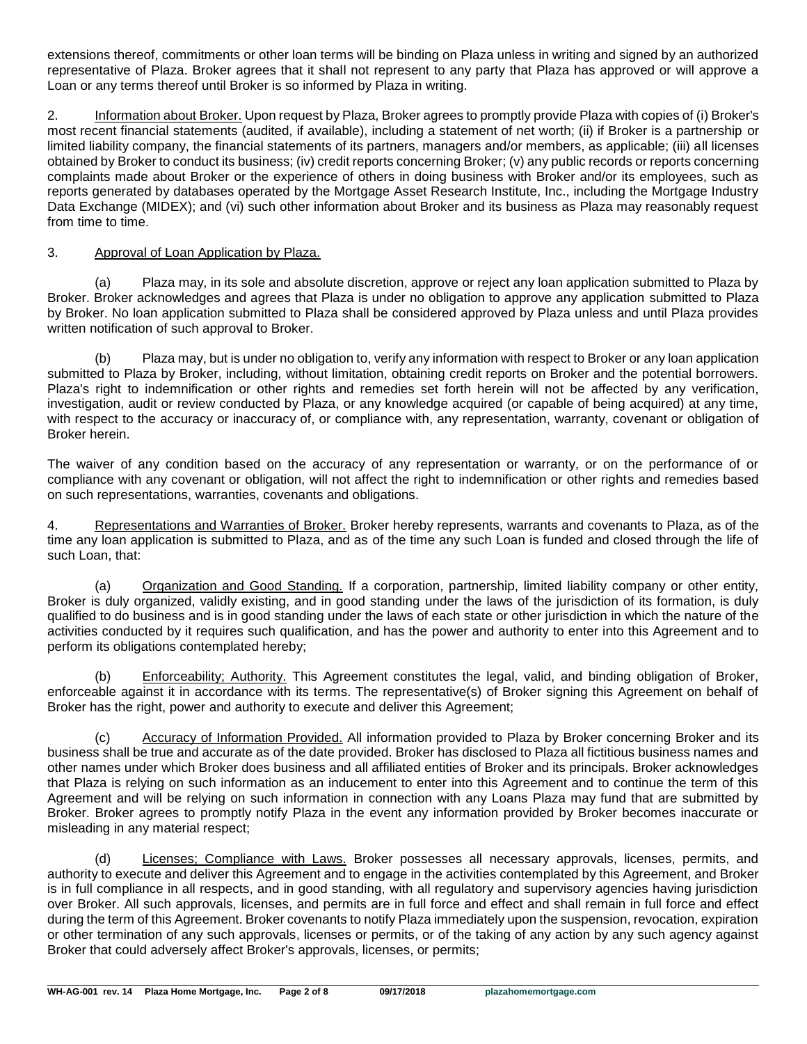extensions thereof, commitments or other loan terms will be binding on Plaza unless in writing and signed by an authorized representative of Plaza. Broker agrees that it shall not represent to any party that Plaza has approved or will approve a Loan or any terms thereof until Broker is so informed by Plaza in writing.

2. Information about Broker. Upon request by Plaza, Broker agrees to promptly provide Plaza with copies of (i) Broker's most recent financial statements (audited, if available), including a statement of net worth; (ii) if Broker is a partnership or limited liability company, the financial statements of its partners, managers and/or members, as applicable; (iii) all licenses obtained by Broker to conduct its business; (iv) credit reports concerning Broker; (v) any public records or reports concerning complaints made about Broker or the experience of others in doing business with Broker and/or its employees, such as reports generated by databases operated by the Mortgage Asset Research Institute, Inc., including the Mortgage Industry Data Exchange (MIDEX); and (vi) such other information about Broker and its business as Plaza may reasonably request from time to time.

3. Approval of Loan Application by Plaza.

(a) Plaza may, in its sole and absolute discretion, approve or reject any loan application submitted to Plaza by Broker. Broker acknowledges and agrees that Plaza is under no obligation to approve any application submitted to Plaza by Broker. No loan application submitted to Plaza shall be considered approved by Plaza unless and until Plaza provides written notification of such approval to Broker.

(b) Plaza may, but is under no obligation to, verify any information with respect to Broker or any loan application submitted to Plaza by Broker, including, without limitation, obtaining credit reports on Broker and the potential borrowers. Plaza's right to indemnification or other rights and remedies set forth herein will not be affected by any verification, investigation, audit or review conducted by Plaza, or any knowledge acquired (or capable of being acquired) at any time, with respect to the accuracy or inaccuracy of, or compliance with, any representation, warranty, covenant or obligation of Broker herein.

The waiver of any condition based on the accuracy of any representation or warranty, or on the performance of or compliance with any covenant or obligation, will not affect the right to indemnification or other rights and remedies based on such representations, warranties, covenants and obligations.

4. Representations and Warranties of Broker. Broker hereby represents, warrants and covenants to Plaza, as of the time any loan application is submitted to Plaza, and as of the time any such Loan is funded and closed through the life of such Loan, that:

(a) Organization and Good Standing. If a corporation, partnership, limited liability company or other entity, Broker is duly organized, validly existing, and in good standing under the laws of the jurisdiction of its formation, is duly qualified to do business and is in good standing under the laws of each state or other jurisdiction in which the nature of the activities conducted by it requires such qualification, and has the power and authority to enter into this Agreement and to perform its obligations contemplated hereby;

(b) Enforceability; Authority. This Agreement constitutes the legal, valid, and binding obligation of Broker, enforceable against it in accordance with its terms. The representative(s) of Broker signing this Agreement on behalf of Broker has the right, power and authority to execute and deliver this Agreement;

(c) Accuracy of Information Provided. All information provided to Plaza by Broker concerning Broker and its business shall be true and accurate as of the date provided. Broker has disclosed to Plaza all fictitious business names and other names under which Broker does business and all affiliated entities of Broker and its principals. Broker acknowledges that Plaza is relying on such information as an inducement to enter into this Agreement and to continue the term of this Agreement and will be relying on such information in connection with any Loans Plaza may fund that are submitted by Broker. Broker agrees to promptly notify Plaza in the event any information provided by Broker becomes inaccurate or misleading in any material respect;

(d) Licenses; Compliance with Laws. Broker possesses all necessary approvals, licenses, permits, and authority to execute and deliver this Agreement and to engage in the activities contemplated by this Agreement, and Broker is in full compliance in all respects, and in good standing, with all regulatory and supervisory agencies having jurisdiction over Broker. All such approvals, licenses, and permits are in full force and effect and shall remain in full force and effect during the term of this Agreement. Broker covenants to notify Plaza immediately upon the suspension, revocation, expiration or other termination of any such approvals, licenses or permits, or of the taking of any action by any such agency against Broker that could adversely affect Broker's approvals, licenses, or permits;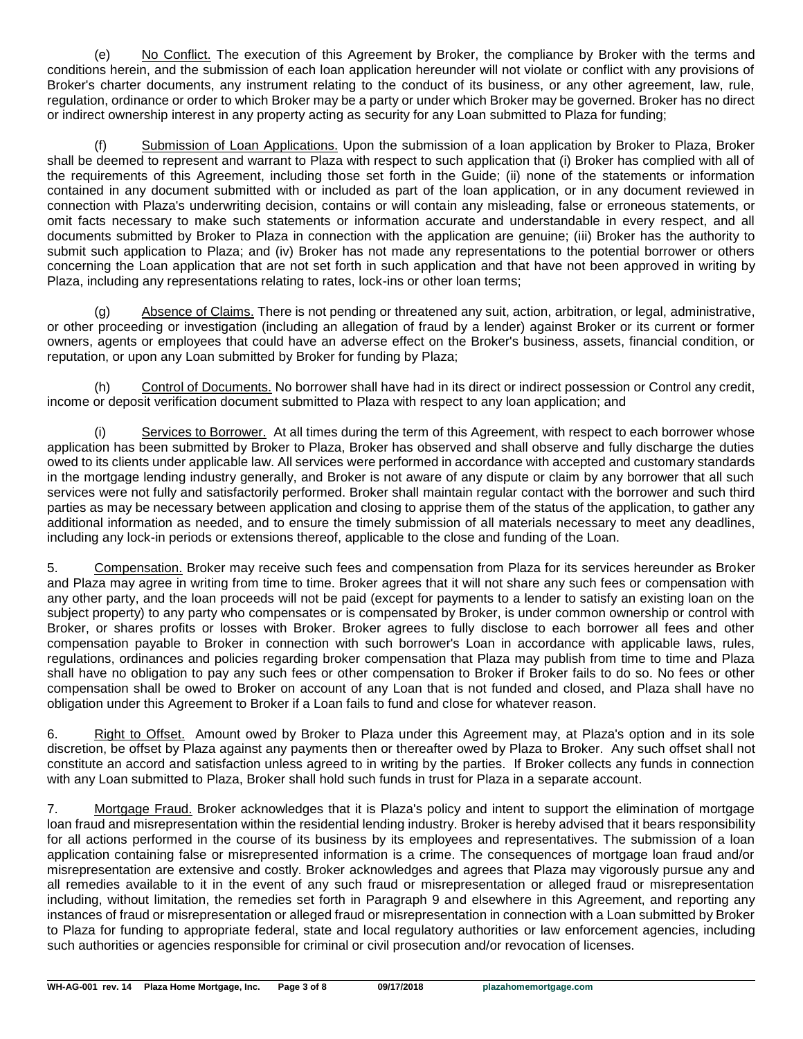(e) <u>No Conflict.</u> The execution of this Agreement by Broker, the compliance by Broker with the terms and conditions herein, and the submission of each loan application hereunder will not violate or conflict with any provisions of Broker's charter documents, any instrument relating to the conduct of its business, or any other agreement, law, rule, regulation, ordinance or order to which Broker may be a party or under which Broker may be governed. Broker has no direct or indirect ownership interest in any property acting as security for any Loan submitted to Plaza for funding;

(f) <u>Submission of Loan Applications.</u> Upon the submission of a loan application by Broker to Plaza, Broker shall be deemed to represent and warrant to Plaza with respect to such application that (i) Broker has complied with all of the requirements of this Agreement, including those set forth in the Guide; (ii) none of the statements or information contained in any document submitted with or included as part of the loan application, or in any document reviewed in connection with Plaza's underwriting decision, contains or will contain any misleading, false or erroneous statements, or omit facts necessary to make such statements or information accurate and understandable in every respect, and all documents submitted by Broker to Plaza in connection with the application are genuine; (iii) Broker has the authority to submit such application to Plaza; and (iv) Broker has not made any representations to the potential borrower or others concerning the Loan application that are not set forth in such application and that have not been approved in writing by Plaza, including any representations relating to rates, lock-ins or other loan terms;

(g) <u>Absence of Claims.</u> There is not pending or threatened any suit, action, arbitration, or legal, administrative, or other proceeding or investigation (including an allegation of fraud by a lender) against Broker or its current or former owners, agents or employees that could have an adverse effect on the Broker's business, assets, financial condition, or reputation, or upon any Loan submitted by Broker for funding by Plaza;

(h) <u>Control of Documents.</u> No borrower shall have had in its direct or indirect possession or Control any credit, income or deposit verification document submitted to Plaza with respect to any loan application; and

(i) <u>Services to Borrower.</u> At all times during the term of this Agreement, with respect to each borrower whose application has been submitted by Broker to Plaza, Broker has observed and shall observe and fully discharge the duties owed to its clients under applicable law. All services were performed in accordance with accepted and customary standards in the mortgage lending industry generally, and Broker is not aware of any dispute or claim by any borrower that all such services were not fully and satisfactorily performed. Broker shall maintain regular contact with the borrower and such third parties as may be necessary between application and closing to apprise them of the status of the application, to gather any additional information as needed, and to ensure the timely submission of all materials necessary to meet any deadlines, including any lock-in periods or extensions thereof, applicable to the close and funding of the Loan.

5. <u>Compensation.</u> Broker may receive such fees and compensation from Plaza for its services hereunder as Broker and Plaza may agree in writing from time to time. Broker agrees that it will not share any such fees or compensation with any other party, and the loan proceeds will not be paid (except for payments to a lender to satisfy an existing loan on the subject property) to any party who compensates or is compensated by Broker, is under common ownership or control with Broker, or shares profits or losses with Broker. Broker agrees to fully disclose to each borrower all fees and other compensation payable to Broker in connection with such borrower's Loan in accordance with applicable laws, rules, regulations, ordinances and policies regarding broker compensation that Plaza may publish from time to time and Plaza shall have no obligation to pay any such fees or other compensation to Broker if Broker fails to do so. No fees or other compensation shall be owed to Broker on account of any Loan that is not funded and closed, and Plaza shall have no obligation under this Agreement to Broker if a Loan fails to fund and close for whatever reason.

6. <u>Right to Offset.</u> Amount owed by Broker to Plaza under this Agreement may, at Plaza's option and in its sole discretion, be offset by Plaza against any payments then or thereafter owed by Plaza to Broker. Any such offset shall not constitute an accord and satisfaction unless agreed to in writing by the parties. If Broker collects any funds in connection with any Loan submitted to Plaza, Broker shall hold such funds in trust for Plaza in a separate account.

7. <u>Mortgage Fraud.</u> Broker acknowledges that it is Plaza's policy and intent to support the elimination of mortgage loan fraud and misrepresentation within the residential lending industry. Broker is hereby advised that it bears responsibility for all actions performed in the course of its business by its employees and representatives. The submission of a loan application containing false or misrepresented information is a crime. The consequences of mortgage loan fraud and/or misrepresentation are extensive and costly. Broker acknowledges and agrees that Plaza may vigorously pursue any and all remedies available to it in the event of any such fraud or misrepresentation or alleged fraud or misrepresentation including, without limitation, the remedies set forth in Paragraph 9 and elsewhere in this Agreement, and reporting any instances of fraud or misrepresentation or alleged fraud or misrepresentation in connection with a Loan submitted by Broker to Plaza for funding to appropriate federal, state and local regulatory authorities or law enforcement agencies, including such authorities or agencies responsible for criminal or civil prosecution and/or revocation of licenses.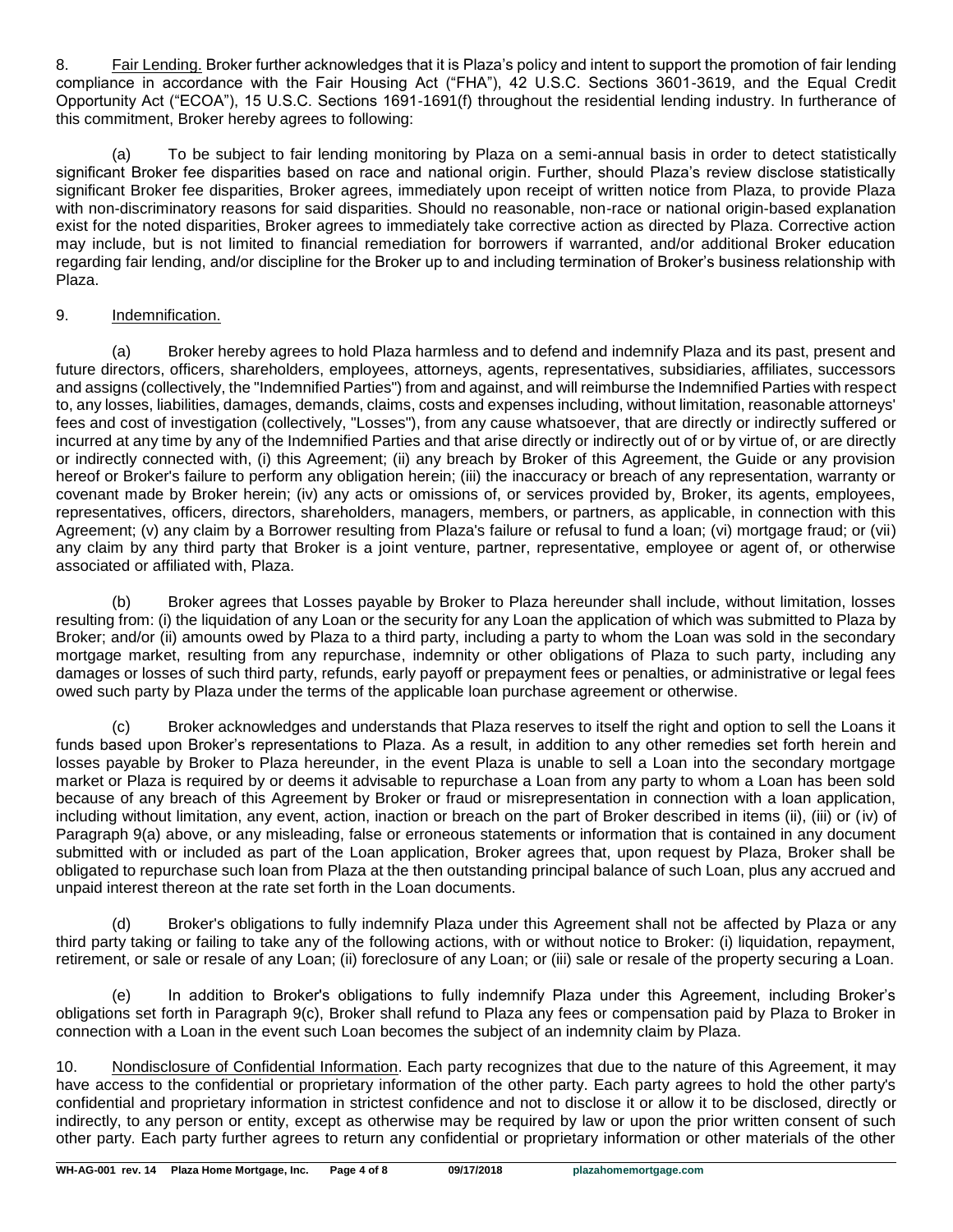8. Fair Lending. Broker further acknowledges that it is Plaza's policy and intent to support the promotion of fair lending compliance in accordance with the Fair Housing Act ("FHA"), 42 U.S.C. Sections 3601-3619, and the Equal Credit Opportunity Act ("ECOA"), 15 U.S.C. Sections 1691-1691(f) throughout the residential lending industry. In furtherance of this commitment, Broker hereby agrees to following:

(a) To be subject to fair lending monitoring by Plaza on a semi-annual basis in order to detect statistically significant Broker fee disparities based on race and national origin. Further, should Plaza's review disclose statistically significant Broker fee disparities, Broker agrees, immediately upon receipt of written notice from Plaza, to provide Plaza with non-discriminatory reasons for said disparities. Should no reasonable, non-race or national origin-based explanation exist for the noted disparities, Broker agrees to immediately take corrective action as directed by Plaza. Corrective action may include, but is not limited to financial remediation for borrowers if warranted, and/or additional Broker education regarding fair lending, and/or discipline for the Broker up to and including termination of Broker's business relationship with Plaza.

9. Indemnification.

(a) Broker hereby agrees to hold Plaza harmless and to defend and indemnify Plaza and its past, present and future directors, officers, shareholders, employees, attorneys, agents, representatives, subsidiaries, affiliates, successors and assigns (collectively, the "Indemnified Parties") from and against, and will reimburse the Indemnified Parties with respect to, any losses, liabilities, damages, demands, claims, costs and expenses including, without limitation, reasonable attorneys' fees and cost of investigation (collectively, "Losses"), from any cause whatsoever, that are directly or indirectly suffered or incurred at any time by any of the Indemnified Parties and that arise directly or indirectly out of or by virtue of, or are directly or indirectly connected with, (i) this Agreement; (ii) any breach by Broker of this Agreement, the Guide or any provision hereof or Broker's failure to perform any obligation herein; (iii) the inaccuracy or breach of any representation, warranty or covenant made by Broker herein; (iv) any acts or omissions of, or services provided by, Broker, its agents, employees, representatives, officers, directors, shareholders, managers, members, or partners, as applicable, in connection with this Agreement; (v) any claim by a Borrower resulting from Plaza's failure or refusal to fund a loan; (vi) mortgage fraud; or (vii) any claim by any third party that Broker is a joint venture, partner, representative, employee or agent of, or otherwise associated or affiliated with, Plaza.

(b) Broker agrees that Losses payable by Broker to Plaza hereunder shall include, without limitation, losses resulting from: (i) the liquidation of any Loan or the security for any Loan the application of which was submitted to Plaza by Broker; and/or (ii) amounts owed by Plaza to a third party, including a party to whom the Loan was sold in the secondary mortgage market, resulting from any repurchase, indemnity or other obligations of Plaza to such party, including any damages or losses of such third party, refunds, early payoff or prepayment fees or penalties, or administrative or legal fees owed such party by Plaza under the terms of the applicable loan purchase agreement or otherwise.

(c) Broker acknowledges and understands that Plaza reserves to itself the right and option to sell the Loans it funds based upon Broker's representations to Plaza. As a result, in addition to any other remedies set forth herein and losses payable by Broker to Plaza hereunder, in the event Plaza is unable to sell a Loan into the secondary mortgage market or Plaza is required by or deems it advisable to repurchase a Loan from any party to whom a Loan has been sold because of any breach of this Agreement by Broker or fraud or misrepresentation in connection with a loan application, including without limitation, any event, action, inaction or breach on the part of Broker described in items (ii), (iii) or (iv) of Paragraph 9(a) above, or any misleading, false or erroneous statements or information that is contained in any document submitted with or included as part of the Loan application, Broker agrees that, upon request by Plaza, Broker shall be obligated to repurchase such loan from Plaza at the then outstanding principal balance of such Loan, plus any accrued and unpaid interest thereon at the rate set forth in the Loan documents.

(d) Broker's obligations to fully indemnify Plaza under this Agreement shall not be affected by Plaza or any third party taking or failing to take any of the following actions, with or without notice to Broker: (i) liquidation, repayment, retirement, or sale or resale of any Loan; (ii) foreclosure of any Loan; or (iii) sale or resale of the property securing a Loan.

(e) In addition to Broker's obligations to fully indemnify Plaza under this Agreement, including Broker's obligations set forth in Paragraph 9(c), Broker shall refund to Plaza any fees or compensation paid by Plaza to Broker in connection with a Loan in the event such Loan becomes the subject of an indemnity claim by Plaza.

10. Nondisclosure of Confidential Information. Each party recognizes that due to the nature of this Agreement, it may have access to the confidential or proprietary information of the other party. Each party agrees to hold the other party's confidential and proprietary information in strictest confidence and not to disclose it or allow it to be disclosed, directly or indirectly, to any person or entity, except as otherwise may be required by law or upon the prior written consent of such other party. Each party further agrees to return any confidential or proprietary information or other materials of the other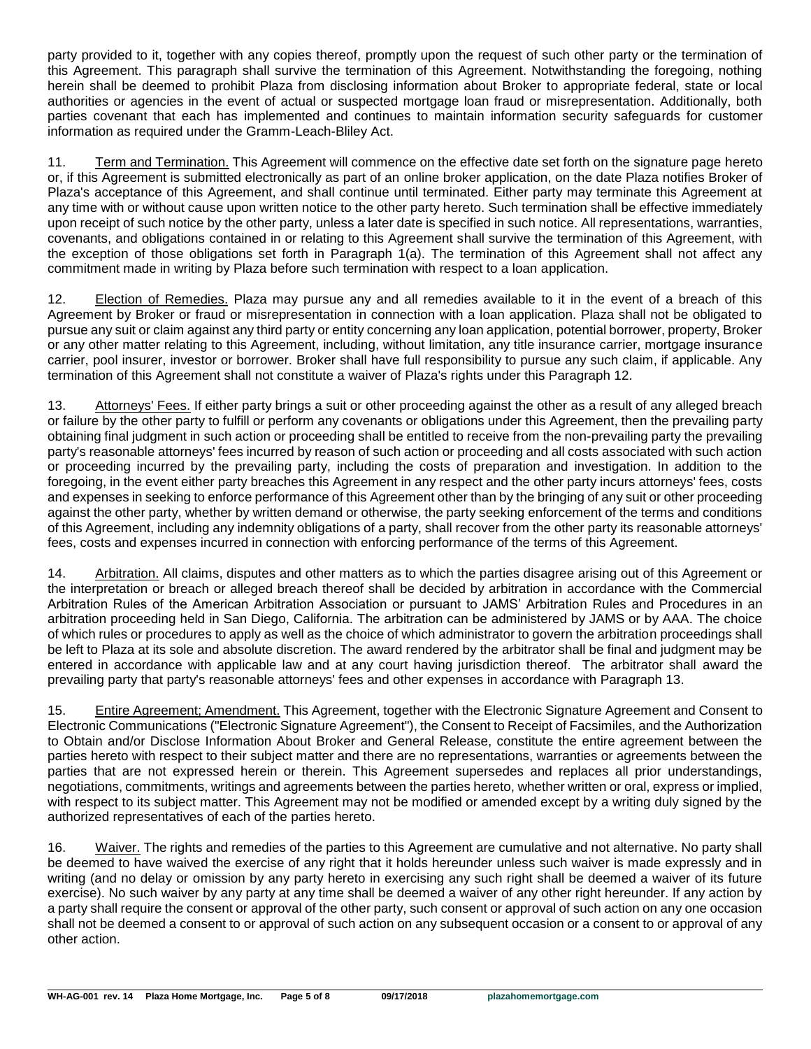party provided to it, together with any copies thereof, promptly upon the request of such other party or the termination of this Agreement. This paragraph shall survive the termination of this Agreement. Notwithstanding the foregoing, nothing herein shall be deemed to prohibit Plaza from disclosing information about Broker to appropriate federal, state or local authorities or agencies in the event of actual or suspected mortgage loan fraud or misrepresentation. Additionally, both parties covenant that each has implemented and continues to maintain information security safeguards for customer information as required under the Gramm-Leach-Bliley Act.

11. Term and Termination. This Agreement will commence on the effective date set forth on the signature page hereto or, if this Agreement is submitted electronically as part of an online broker application, on the date Plaza notifies Broker of Plaza's acceptance of this Agreement, and shall continue until terminated. Either party may terminate this Agreement at any time with or without cause upon written notice to the other party hereto. Such termination shall be effective immediately upon receipt of such notice by the other party, unless a later date is specified in such notice. All representations, warranties, covenants, and obligations contained in or relating to this Agreement shall survive the termination of this Agreement, with the exception of those obligations set forth in Paragraph 1(a). The termination of this Agreement shall not affect any commitment made in writing by Plaza before such termination with respect to a loan application.

12. Election of Remedies. Plaza may pursue any and all remedies available to it in the event of a breach of this Agreement by Broker or fraud or misrepresentation in connection with a loan application. Plaza shall not be obligated to pursue any suit or claim against any third party or entity concerning any loan application, potential borrower, property, Broker or any other matter relating to this Agreement, including, without limitation, any title insurance carrier, mortgage insurance carrier, pool insurer, investor or borrower. Broker shall have full responsibility to pursue any such claim, if applicable. Any termination of this Agreement shall not constitute a waiver of Plaza's rights under this Paragraph 12.

13. Attorneys' Fees. If either party brings a suit or other proceeding against the other as a result of any alleged breach or failure by the other party to fulfill or perform any covenants or obligations under this Agreement, then the prevailing party obtaining final judgment in such action or proceeding shall be entitled to receive from the non-prevailing party the prevailing party's reasonable attorneys' fees incurred by reason of such action or proceeding and all costs associated with such action or proceeding incurred by the prevailing party, including the costs of preparation and investigation. In addition to the foregoing, in the event either party breaches this Agreement in any respect and the other party incurs attorneys' fees, costs and expenses in seeking to enforce performance of this Agreement other than by the bringing of any suit or other proceeding against the other party, whether by written demand or otherwise, the party seeking enforcement of the terms and conditions of this Agreement, including any indemnity obligations of a party, shall recover from the other party its reasonable attorneys' fees, costs and expenses incurred in connection with enforcing performance of the terms of this Agreement.

14. Arbitration. All claims, disputes and other matters as to which the parties disagree arising out of this Agreement or the interpretation or breach or alleged breach thereof shall be decided by arbitration in accordance with the Commercial Arbitration Rules of the American Arbitration Association or pursuant to JAMS' Arbitration Rules and Procedures in an arbitration proceeding held in San Diego, California. The arbitration can be administered by JAMS or by AAA. The choice of which rules or procedures to apply as well as the choice of which administrator to govern the arbitration proceedings shall be left to Plaza at its sole and absolute discretion. The award rendered by the arbitrator shall be final and judgment may be entered in accordance with applicable law and at any court having jurisdiction thereof. The arbitrator shall award the prevailing party that party's reasonable attorneys' fees and other expenses in accordance with Paragraph 13.

15. Entire Agreement; Amendment. This Agreement, together with the Electronic Signature Agreement and Consent to Electronic Communications ("Electronic Signature Agreement"), the Consent to Receipt of Facsimiles, and the Authorization to Obtain and/or Disclose Information About Broker and General Release, constitute the entire agreement between the parties hereto with respect to their subject matter and there are no representations, warranties or agreements between the parties that are not expressed herein or therein. This Agreement supersedes and replaces all prior understandings, negotiations, commitments, writings and agreements between the parties hereto, whether written or oral, express or implied, with respect to its subject matter. This Agreement may not be modified or amended except by a writing duly signed by the authorized representatives of each of the parties hereto.

16. Waiver. The rights and remedies of the parties to this Agreement are cumulative and not alternative. No party shall be deemed to have waived the exercise of any right that it holds hereunder unless such waiver is made expressly and in writing (and no delay or omission by any party hereto in exercising any such right shall be deemed a waiver of its future exercise). No such waiver by any party at any time shall be deemed a waiver of any other right hereunder. If any action by a party shall require the consent or approval of the other party, such consent or approval of such action on any one occasion shall not be deemed a consent to or approval of such action on any subsequent occasion or a consent to or approval of any other action.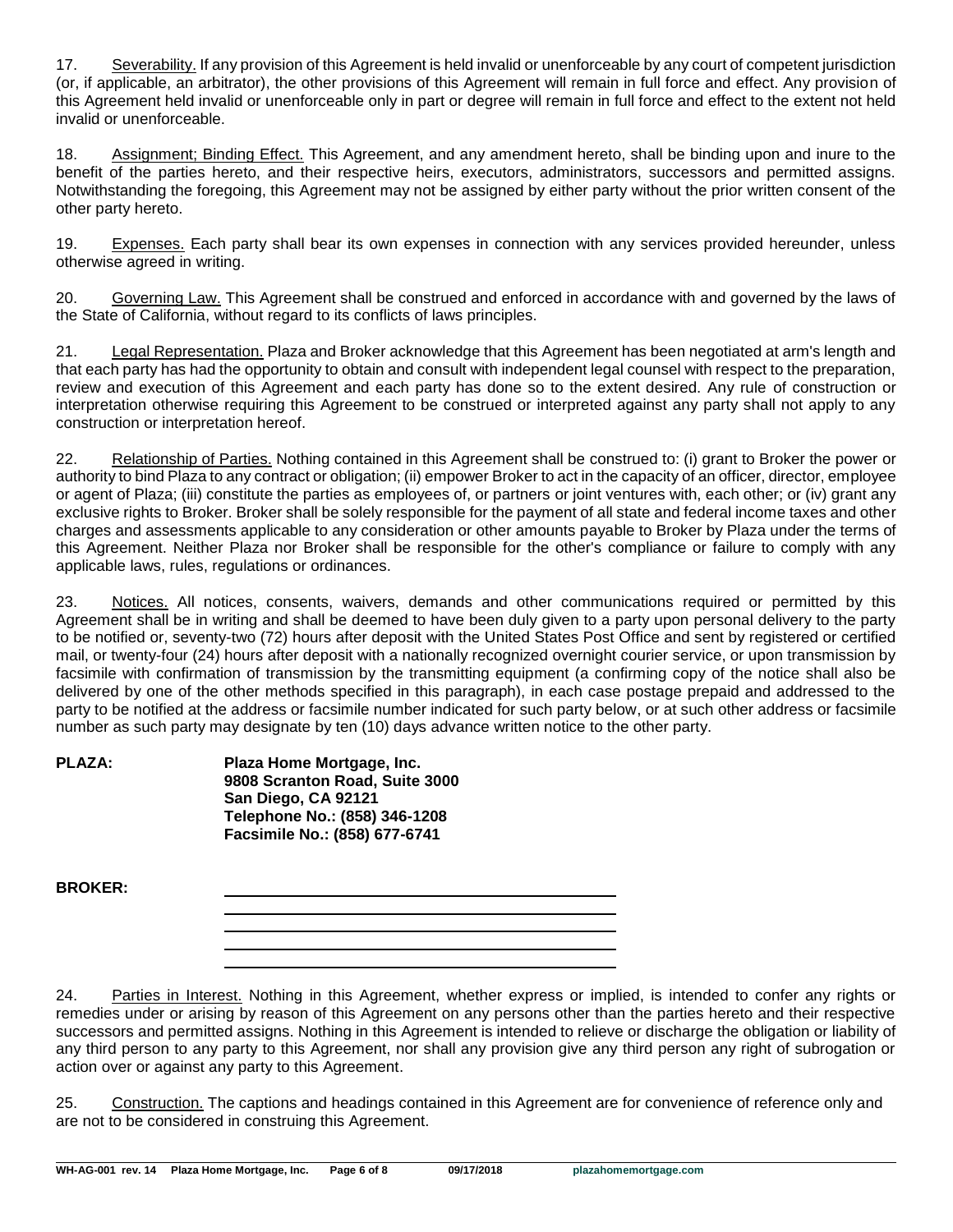17. <u>Severability.</u> If any provision of this Agreement is held invalid or unenforceable by any court of competent jurisdiction (or, if applicable, an arbitrator), the other provisions of this Agreement will remain in full force and effect. Any provision of this Agreement held invalid or unenforceable only in part or degree will remain in full force and effect to the extent not held invalid or unenforceable.

18. <u>Assignment; Binding Effect.</u> This Agreement, and any amendment hereto, shall be binding upon and inure to the benefit of the parties hereto, and their respective heirs, executors, administrators, successors and permitted assigns. Notwithstanding the foregoing, this Agreement may not be assigned by either party without the prior written consent of the other party hereto.

19. <u>Expenses.</u> Each party shall bear its own expenses in connection with any services provided hereunder, unless otherwise agreed in writing.

20. <u>Governing Law.</u> This Agreement shall be construed and enforced in accordance with and governed by the laws of the State of California, without regard to its conflicts of laws principles.

21. <u>Legal Representation.</u> Plaza and Broker acknowledge that this Agreement has been negotiated at arm's length and that each party has had the opportunity to obtain and consult with independent legal counsel with respect to the preparation, review and execution of this Agreement and each party has done so to the extent desired. Any rule of construction or interpretation otherwise requiring this Agreement to be construed or interpreted against any party shall not apply to any construction or interpretation hereof.

22. <u>Relationship of Parties.</u> Nothing contained in this Agreement shall be construed to: (i) grant to Broker the power or authority to bind Plaza to any contract or obligation; (ii) empower Broker to act in the capacity of an officer, director, employee or agent of Plaza; (iii) constitute the parties as employees of, or partners or joint ventures with, each other; or (iv) grant any exclusive rights to Broker. Broker shall be solely responsible for the payment of all state and federal income taxes and other charges and assessments applicable to any consideration or other amounts payable to Broker by Plaza under the terms of this Agreement. Neither Plaza nor Broker shall be responsible for the other's compliance or failure to comply with any applicable laws, rules, regulations or ordinances.

23. <u>Notices.</u> All notices, consents, waivers, demands and other communications required or permitted by this Agreement shall be in writing and shall be deemed to have been duly given to a party upon personal delivery to the party to be notified or, seventy-two (72) hours after deposit with the United States Post Office and sent by registered or certified mail, or twenty-four (24) hours after deposit with a nationally recognized overnight courier service, or upon transmission by facsimile with confirmation of transmission by the transmitting equipment (a confirming copy of the notice shall also be delivered by one of the other methods specified in this paragraph), in each case postage prepaid and addressed to the party to be notified at the address or facsimile number indicated for such party below, or at such other address or facsimile number as such party may designate by ten (10) days advance written notice to the other party.

**PLAZA:**

**Plaza Home Mortgage, Inc.**
**9808 Scranton Road, Suite 3000**
**San Diego, CA 92121**
**Telephone No.: (858) 346-1208**
**Facsimile No.: (858) 677-6741**

**BROKER:** \_\_\_\_\_\_\_\_\_\_\_\_\_\_\_\_\_\_\_\_\_\_\_\_\_\_\_\_\_\_\_\_\_\_\_\_\_\_\_\_

\_\_\_\_\_\_\_\_\_\_\_\_\_\_\_\_\_\_\_\_\_\_\_\_\_\_\_\_\_\_\_\_\_\_\_\_\_\_\_\_

\_\_\_\_\_\_\_\_\_\_\_\_\_\_\_\_\_\_\_\_\_\_\_\_\_\_\_\_\_\_\_\_\_\_\_\_\_\_\_\_

\_\_\_\_\_\_\_\_\_\_\_\_\_\_\_\_\_\_\_\_\_\_\_\_\_\_\_\_\_\_\_\_\_\_\_\_\_\_\_\_

\_\_\_\_\_\_\_\_\_\_\_\_\_\_\_\_\_\_\_\_\_\_\_\_\_\_\_\_\_\_\_\_\_\_\_\_\_\_\_\_

24. <u>Parties in Interest.</u> Nothing in this Agreement, whether express or implied, is intended to confer any rights or remedies under or arising by reason of this Agreement on any persons other than the parties hereto and their respective successors and permitted assigns. Nothing in this Agreement is intended to relieve or discharge the obligation or liability of any third person to any party to this Agreement, nor shall any provision give any third person any right of subrogation or action over or against any party to this Agreement.

25. <u>Construction.</u> The captions and headings contained in this Agreement are for convenience of reference only and are not to be considered in construing this Agreement.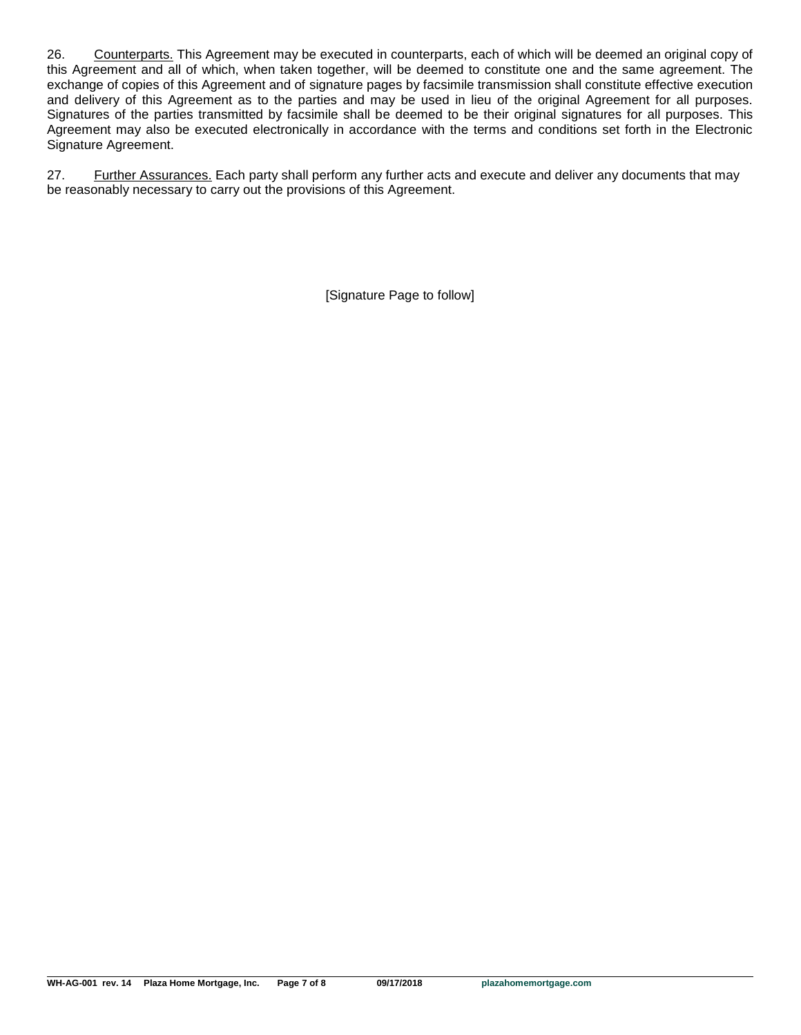26. <u>Counterparts.</u> This Agreement may be executed in counterparts, each of which will be deemed an original copy of this Agreement and all of which, when taken together, will be deemed to constitute one and the same agreement. The exchange of copies of this Agreement and of signature pages by facsimile transmission shall constitute effective execution and delivery of this Agreement as to the parties and may be used in lieu of the original Agreement for all purposes. Signatures of the parties transmitted by facsimile shall be deemed to be their original signatures for all purposes. This Agreement may also be executed electronically in accordance with the terms and conditions set forth in the Electronic Signature Agreement.

27. <u>Further Assurances.</u> Each party shall perform any further acts and execute and deliver any documents that may be reasonably necessary to carry out the provisions of this Agreement.

[Signature Page to follow]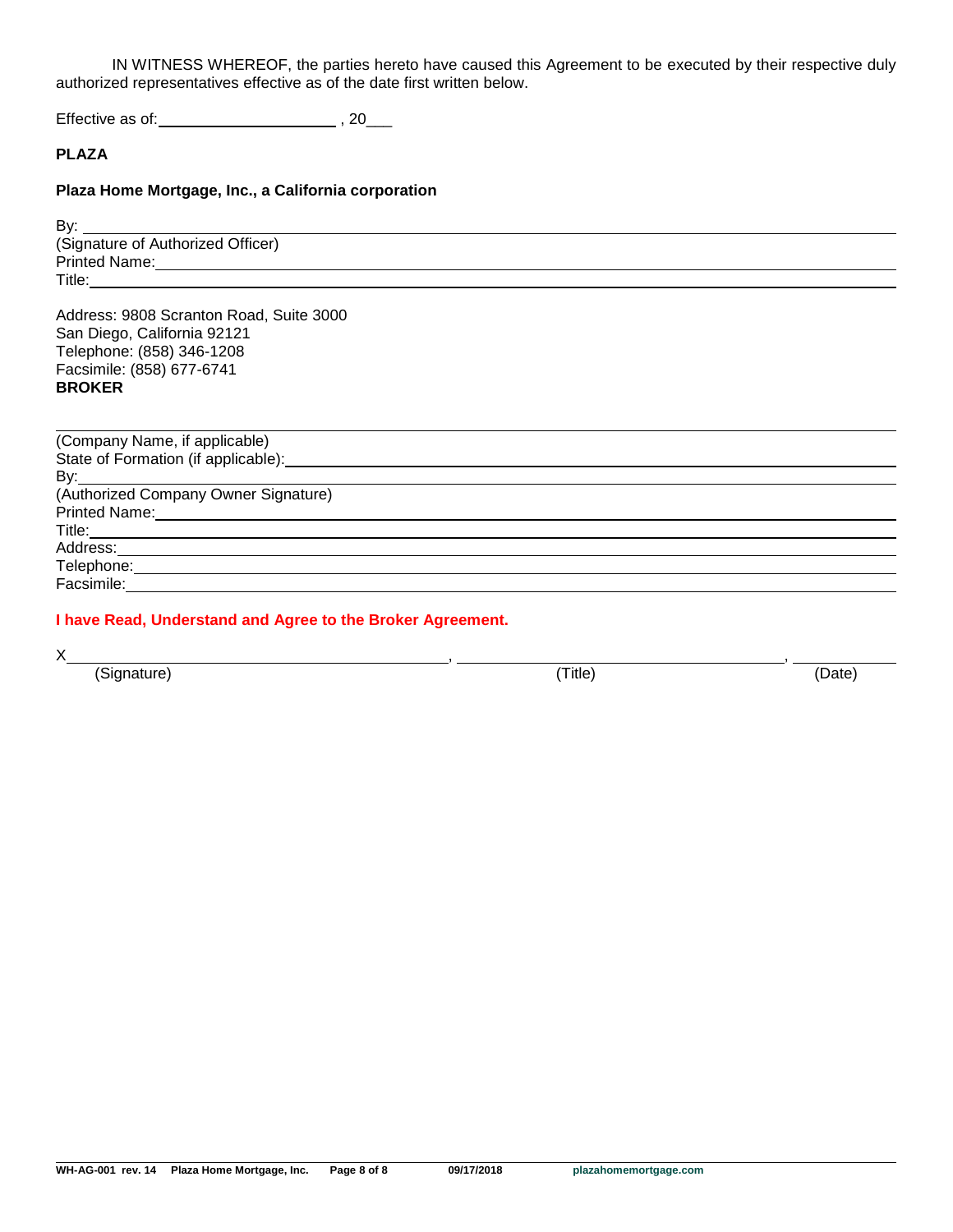IN WITNESS WHEREOF, the parties hereto have caused this Agreement to be executed by their respective duly authorized representatives effective as of the date first written below.

Effective as of: ____________________ , 20___

**PLAZA**

**Plaza Home Mortgage, Inc., a California corporation**

By: ______________________________________________
(Signature of Authorized Officer)
Printed Name: ______________________________________
Title: _____________________________________________

Address: 9808 Scranton Road, Suite 3000
San Diego, California 92121
Telephone: (858) 346-1208
Facsimile: (858) 677-6741

**BROKER**

__________________________________________________
(Company Name, if applicable)
State of Formation (if applicable): ____________________
By: _______________________________________________
(Authorized Company Owner Signature)
Printed Name: ______________________________________
Title: _____________________________________________
Address: ___________________________________________
Telephone: _________________________________________
Facsimile: _________________________________________

**I have Read, Understand and Agree to the Broker Agreement.**

X______________________________, ______________________________, ____________
(Signature) (Title) (Date)